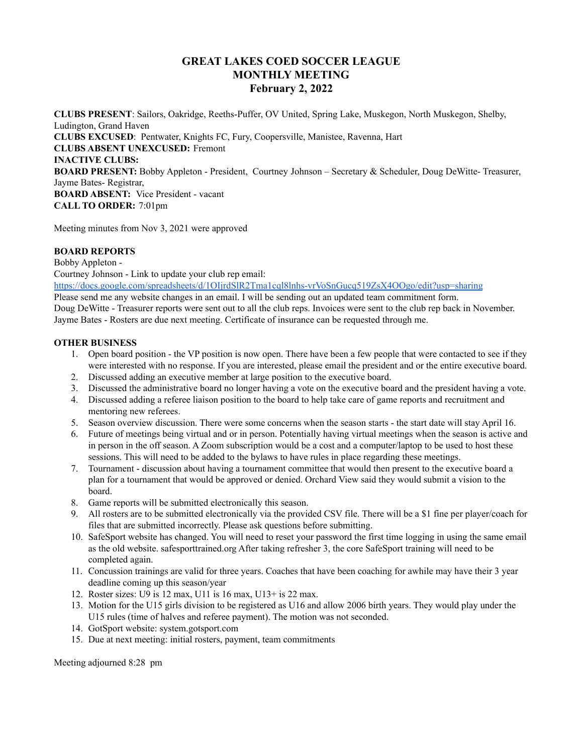# GREAT LAKES COED SOCCER LEAGUE
# MONTHLY MEETING
# February 2, 2022

**CLUBS PRESENT**: Sailors, Oakridge, Reeths-Puffer, OV United, Spring Lake, Muskegon, North Muskegon, Shelby, Ludington, Grand Haven
**CLUBS EXCUSED**: Pentwater, Knights FC, Fury, Coopersville, Manistee, Ravenna, Hart
**CLUBS ABSENT UNEXCUSED:** Fremont
**INACTIVE CLUBS:**
**BOARD PRESENT:** Bobby Appleton - President, Courtney Johnson – Secretary & Scheduler, Doug DeWitte- Treasurer, Jayme Bates- Registrar,
**BOARD ABSENT:** Vice President - vacant
**CALL TO ORDER:** 7:01pm

Meeting minutes from Nov 3, 2021 were approved

**BOARD REPORTS**
Bobby Appleton -
Courtney Johnson - Link to update your club rep email:
https://docs.google.com/spreadsheets/d/1OIjrdSlR2Tma1cql8lnhs-vrVoSnGucq519ZsX4OOgo/edit?usp=sharing
Please send me any website changes in an email. I will be sending out an updated team commitment form.
Doug DeWitte - Treasurer reports were sent out to all the club reps. Invoices were sent to the club rep back in November.
Jayme Bates - Rosters are due next meeting. Certificate of insurance can be requested through me.

**OTHER BUSINESS**

1. Open board position - the VP position is now open. There have been a few people that were contacted to see if they were interested with no response. If you are interested, please email the president and or the entire executive board.
2. Discussed adding an executive member at large position to the executive board.
3. Discussed the administrative board no longer having a vote on the executive board and the president having a vote.
4. Discussed adding a referee liaison position to the board to help take care of game reports and recruitment and mentoring new referees.
5. Season overview discussion. There were some concerns when the season starts - the start date will stay April 16.
6. Future of meetings being virtual and or in person. Potentially having virtual meetings when the season is active and in person in the off season. A Zoom subscription would be a cost and a computer/laptop to be used to host these sessions. This will need to be added to the bylaws to have rules in place regarding these meetings.
7. Tournament - discussion about having a tournament committee that would then present to the executive board a plan for a tournament that would be approved or denied. Orchard View said they would submit a vision to the board.
8. Game reports will be submitted electronically this season.
9. All rosters are to be submitted electronically via the provided CSV file. There will be a $1 fine per player/coach for files that are submitted incorrectly. Please ask questions before submitting.
10. SafeSport website has changed. You will need to reset your password the first time logging in using the same email as the old website. safesporttrained.org After taking refresher 3, the core SafeSport training will need to be completed again.
11. Concussion trainings are valid for three years. Coaches that have been coaching for awhile may have their 3 year deadline coming up this season/year
12. Roster sizes: U9 is 12 max, U11 is 16 max, U13+ is 22 max.
13. Motion for the U15 girls division to be registered as U16 and allow 2006 birth years. They would play under the U15 rules (time of halves and referee payment). The motion was not seconded.
14. GotSport website: system.gotsport.com
15. Due at next meeting: initial rosters, payment, team commitments

Meeting adjourned 8:28 pm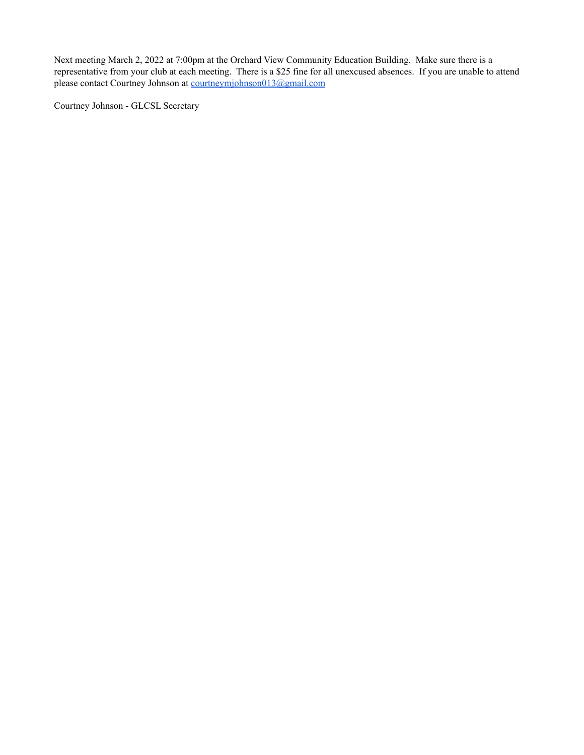Next meeting March 2, 2022 at 7:00pm at the Orchard View Community Education Building. Make sure there is a representative from your club at each meeting. There is a $25 fine for all unexcused absences. If you are unable to attend please contact Courtney Johnson at courtneymjohnson013@gmail.com

Courtney Johnson - GLCSL Secretary